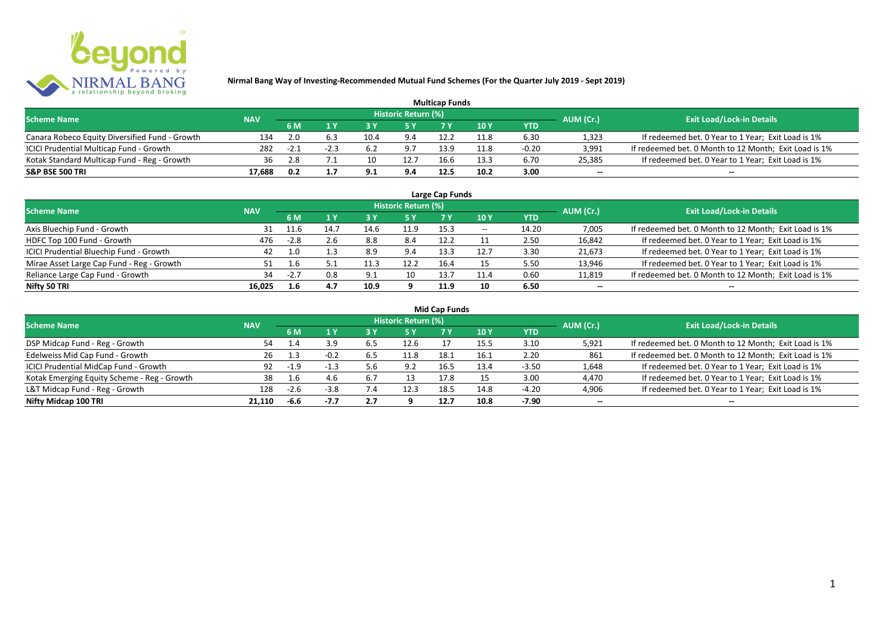# Nirmal Bang Way of Investing-Recommended Mutual Fund Schemes (For the Quarter July 2019 - Sept 2019)

## Multicap Funds

| Scheme Name | NAV | Historic Return (%) | | | | | | | AUM (Cr.) | Exit Load/Lock-in Details |
|---|---|---|---|---|---|---|---|---|---|---|
| | | 6 M | 1 Y | 3 Y | 5 Y | 7 Y | 10 Y | YTD | | |
| Canara Robeco Equity Diversified Fund - Growth | 134 | 2.0 | 6.3 | 10.4 | 9.4 | 12.2 | 11.8 | 6.30 | 1,323 | If redeemed bet. 0 Year to 1 Year; Exit Load is 1% |
| ICICI Prudential Multicap Fund - Growth | 282 | -2.1 | -2.3 | 6.2 | 9.7 | 13.9 | 11.8 | -0.20 | 3,991 | If redeemed bet. 0 Month to 12 Month; Exit Load is 1% |
| Kotak Standard Multicap Fund - Reg - Growth | 36 | 2.8 | 7.1 | 10 | 12.7 | 16.6 | 13.3 | 6.70 | 25,385 | If redeemed bet. 0 Year to 1 Year; Exit Load is 1% |
| **S&P BSE 500 TRI** | **17,688** | **0.2** | **1.7** | **9.1** | **9.4** | **12.5** | **10.2** | **3.00** | -- | -- |

## Large Cap Funds

| Scheme Name | NAV | Historic Return (%) | | | | | | | AUM (Cr.) | Exit Load/Lock-in Details |
|---|---|---|---|---|---|---|---|---|---|---|
| | | 6 M | 1 Y | 3 Y | 5 Y | 7 Y | 10 Y | YTD | | |
| Axis Bluechip Fund - Growth | 31 | 11.6 | 14.7 | 14.6 | 11.9 | 15.3 | -- | 14.20 | 7,005 | If redeemed bet. 0 Month to 12 Month; Exit Load is 1% |
| HDFC Top 100 Fund - Growth | 476 | -2.8 | 2.6 | 8.8 | 8.4 | 12.2 | 11 | 2.50 | 16,842 | If redeemed bet. 0 Year to 1 Year; Exit Load is 1% |
| ICICI Prudential Bluechip Fund - Growth | 42 | 1.0 | 1.3 | 8.9 | 9.4 | 13.3 | 12.7 | 3.30 | 21,673 | If redeemed bet. 0 Year to 1 Year; Exit Load is 1% |
| Mirae Asset Large Cap Fund - Reg - Growth | 51 | 1.6 | 5.1 | 11.3 | 12.2 | 16.4 | 15 | 5.50 | 13,946 | If redeemed bet. 0 Year to 1 Year; Exit Load is 1% |
| Reliance Large Cap Fund - Growth | 34 | -2.7 | 0.8 | 9.1 | 10 | 13.7 | 11.4 | 0.60 | 11,819 | If redeemed bet. 0 Month to 12 Month; Exit Load is 1% |
| **Nifty 50 TRI** | **16,025** | **1.6** | **4.7** | **10.9** | **9** | **11.9** | **10** | **6.50** | -- | -- |

## Mid Cap Funds

| Scheme Name | NAV | Historic Return (%) | | | | | | | AUM (Cr.) | Exit Load/Lock-in Details |
|---|---|---|---|---|---|---|---|---|---|---|
| | | 6 M | 1 Y | 3 Y | 5 Y | 7 Y | 10 Y | YTD | | |
| DSP Midcap Fund - Reg - Growth | 54 | 1.4 | 3.9 | 6.5 | 12.6 | 17 | 15.5 | 3.10 | 5,921 | If redeemed bet. 0 Month to 12 Month; Exit Load is 1% |
| Edelweiss Mid Cap Fund - Growth | 26 | 1.3 | -0.2 | 6.5 | 11.8 | 18.1 | 16.1 | 2.20 | 861 | If redeemed bet. 0 Month to 12 Month; Exit Load is 1% |
| ICICI Prudential MidCap Fund - Growth | 92 | -1.9 | -1.3 | 5.6 | 9.2 | 16.5 | 13.4 | -3.50 | 1,648 | If redeemed bet. 0 Year to 1 Year; Exit Load is 1% |
| Kotak Emerging Equity Scheme - Reg - Growth | 38 | 1.6 | 4.6 | 6.7 | 13 | 17.8 | 15 | 3.00 | 4,470 | If redeemed bet. 0 Year to 1 Year; Exit Load is 1% |
| L&T Midcap Fund - Reg - Growth | 128 | -2.6 | -3.8 | 7.4 | 12.3 | 18.5 | 14.8 | -4.20 | 4,906 | If redeemed bet. 0 Year to 1 Year; Exit Load is 1% |
| **Nifty Midcap 100 TRI** | **21,110** | **-6.6** | **-7.7** | **2.7** | **9** | **12.7** | **10.8** | **-7.90** | -- | -- |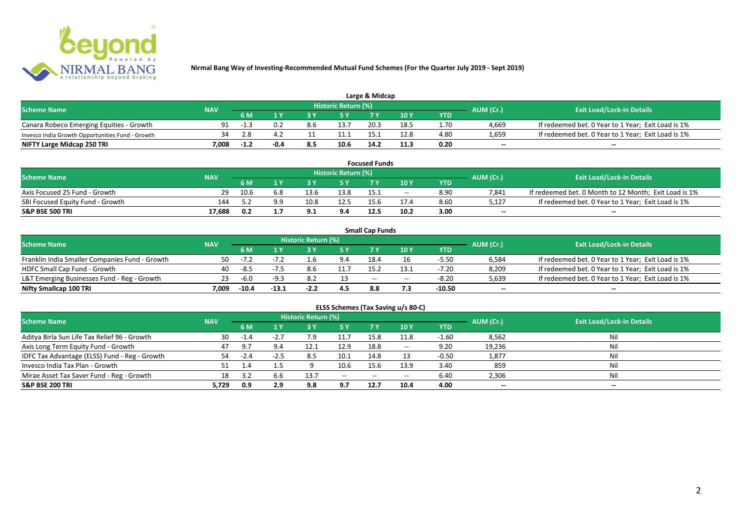**Nirmal Bang Way of Investing-Recommended Mutual Fund Schemes (For the Quarter July 2019 - Sept 2019)**

## Large & Midcap

| Scheme Name | NAV | Historic Return (%) | | | | | | | AUM (Cr.) | Exit Load/Lock-in Details |
|---|---|---|---|---|---|---|---|---|---|---|
| | | 6 M | 1 Y | 3 Y | 5 Y | 7 Y | 10 Y | YTD | | |
| Canara Robeco Emerging Equities - Growth | 91 | -1.3 | 0.2 | 8.6 | 13.7 | 20.3 | 18.5 | 1.70 | 4,669 | If redeemed bet. 0 Year to 1 Year; Exit Load is 1% |
| Invesco India Growth Opportunities Fund - Growth | 34 | 2.8 | 4.2 | 11 | 11.1 | 15.1 | 12.8 | 4.80 | 1,659 | If redeemed bet. 0 Year to 1 Year; Exit Load is 1% |
| **NIFTY Large Midcap 250 TRI** | **7,008** | **-1.2** | **-0.4** | **8.5** | **10.6** | **14.2** | **11.3** | **0.20** | **--** | **--** |

## Focused Funds

| Scheme Name | NAV | Historic Return (%) | | | | | | | AUM (Cr.) | Exit Load/Lock-in Details |
|---|---|---|---|---|---|---|---|---|---|---|
| | | 6 M | 1 Y | 3 Y | 5 Y | 7 Y | 10 Y | YTD | | |
| Axis Focused 25 Fund - Growth | 29 | 10.6 | 6.8 | 13.6 | 13.8 | 15.1 | -- | 8.90 | 7,841 | If redeemed bet. 0 Month to 12 Month; Exit Load is 1% |
| SBI Focused Equity Fund - Growth | 144 | 5.2 | 9.9 | 10.8 | 12.5 | 15.6 | 17.4 | 8.60 | 5,127 | If redeemed bet. 0 Year to 1 Year; Exit Load is 1% |
| **S&P BSE 500 TRI** | **17,688** | **0.2** | **1.7** | **9.1** | **9.4** | **12.5** | **10.2** | **3.00** | **--** | **--** |

## Small Cap Funds

| Scheme Name | NAV | Historic Return (%) | | | | | | | AUM (Cr.) | Exit Load/Lock-in Details |
|---|---|---|---|---|---|---|---|---|---|---|
| | | 6 M | 1 Y | 3 Y | 5 Y | 7 Y | 10 Y | YTD | | |
| Franklin India Smaller Companies Fund - Growth | 50 | -7.2 | -7.2 | 1.6 | 9.4 | 18.4 | 16 | -5.50 | 6,584 | If redeemed bet. 0 Year to 1 Year; Exit Load is 1% |
| HDFC Small Cap Fund - Growth | 40 | -8.5 | -7.5 | 8.6 | 11.7 | 15.2 | 13.1 | -7.20 | 8,209 | If redeemed bet. 0 Year to 1 Year; Exit Load is 1% |
| L&T Emerging Businesses Fund - Reg - Growth | 23 | -6.0 | -9.3 | 8.2 | 13 | -- | -- | -8.20 | 5,639 | If redeemed bet. 0 Year to 1 Year; Exit Load is 1% |
| **Nifty Smallcap 100 TRI** | **7,009** | **-10.4** | **-13.1** | **-2.2** | **4.5** | **8.8** | **7.3** | **-10.50** | **--** | **--** |

## ELSS Schemes (Tax Saving u/s 80-C)

| Scheme Name | NAV | Historic Return (%) | | | | | | | AUM (Cr.) | Exit Load/Lock-in Details |
|---|---|---|---|---|---|---|---|---|---|---|
| | | 6 M | 1 Y | 3 Y | 5 Y | 7 Y | 10 Y | YTD | | |
| Aditya Birla Sun Life Tax Relief 96 - Growth | 30 | -1.4 | -2.7 | 7.9 | 11.7 | 15.8 | 11.8 | -1.60 | 8,562 | Nil |
| Axis Long Term Equity Fund - Growth | 47 | 9.7 | 9.4 | 12.1 | 12.9 | 18.8 | -- | 9.20 | 19,236 | Nil |
| IDFC Tax Advantage (ELSS) Fund - Reg - Growth | 54 | -2.4 | -2.5 | 8.5 | 10.1 | 14.8 | 13 | -0.50 | 1,877 | Nil |
| Invesco India Tax Plan - Growth | 51 | 1.4 | 1.5 | 9 | 10.6 | 15.6 | 13.9 | 3.40 | 859 | Nil |
| Mirae Asset Tax Saver Fund - Reg - Growth | 18 | 3.2 | 6.6 | 13.7 | -- | -- | -- | 6.40 | 2,306 | Nil |
| **S&P BSE 200 TRI** | **5,729** | **0.9** | **2.9** | **9.8** | **9.7** | **12.7** | **10.4** | **4.00** | **--** | **--** |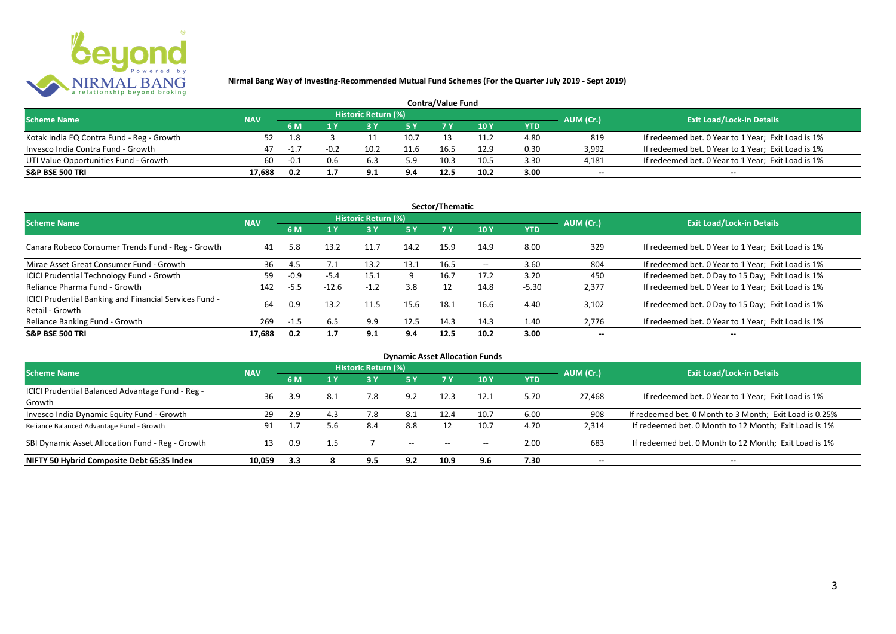**Nirmal Bang Way of Investing-Recommended Mutual Fund Schemes (For the Quarter July 2019 - Sept 2019)**

## Contra/Value Fund

| Scheme Name | NAV | Historic Return (%) | | | | | | | AUM (Cr.) | Exit Load/Lock-in Details |
|---|---|---|---|---|---|---|---|---|---|---|
| | | 6 M | 1 Y | 3 Y | 5 Y | 7 Y | 10 Y | YTD | | |
| Kotak India EQ Contra Fund - Reg - Growth | 52 | 1.8 | 3 | 11 | 10.7 | 13 | 11.2 | 4.80 | 819 | If redeemed bet. 0 Year to 1 Year; Exit Load is 1% |
| Invesco India Contra Fund - Growth | 47 | -1.7 | -0.2 | 10.2 | 11.6 | 16.5 | 12.9 | 0.30 | 3,992 | If redeemed bet. 0 Year to 1 Year; Exit Load is 1% |
| UTI Value Opportunities Fund - Growth | 60 | -0.1 | 0.6 | 6.3 | 5.9 | 10.3 | 10.5 | 3.30 | 4,181 | If redeemed bet. 0 Year to 1 Year; Exit Load is 1% |
| **S&P BSE 500 TRI** | **17,688** | **0.2** | **1.7** | **9.1** | **9.4** | **12.5** | **10.2** | **3.00** | -- | -- |

## Sector/Thematic

| Scheme Name | NAV | Historic Return (%) | | | | | | | AUM (Cr.) | Exit Load/Lock-in Details |
|---|---|---|---|---|---|---|---|---|---|---|
| | | 6 M | 1 Y | 3 Y | 5 Y | 7 Y | 10 Y | YTD | | |
| Canara Robeco Consumer Trends Fund - Reg - Growth | 41 | 5.8 | 13.2 | 11.7 | 14.2 | 15.9 | 14.9 | 8.00 | 329 | If redeemed bet. 0 Year to 1 Year; Exit Load is 1% |
| Mirae Asset Great Consumer Fund - Growth | 36 | 4.5 | 7.1 | 13.2 | 13.1 | 16.5 | -- | 3.60 | 804 | If redeemed bet. 0 Year to 1 Year; Exit Load is 1% |
| ICICI Prudential Technology Fund - Growth | 59 | -0.9 | -5.4 | 15.1 | 9 | 16.7 | 17.2 | 3.20 | 450 | If redeemed bet. 0 Day to 15 Day; Exit Load is 1% |
| Reliance Pharma Fund - Growth | 142 | -5.5 | -12.6 | -1.2 | 3.8 | 12 | 14.8 | -5.30 | 2,377 | If redeemed bet. 0 Year to 1 Year; Exit Load is 1% |
| ICICI Prudential Banking and Financial Services Fund - Retail - Growth | 64 | 0.9 | 13.2 | 11.5 | 15.6 | 18.1 | 16.6 | 4.40 | 3,102 | If redeemed bet. 0 Day to 15 Day; Exit Load is 1% |
| Reliance Banking Fund - Growth | 269 | -1.5 | 6.5 | 9.9 | 12.5 | 14.3 | 14.3 | 1.40 | 2,776 | If redeemed bet. 0 Year to 1 Year; Exit Load is 1% |
| **S&P BSE 500 TRI** | **17,688** | **0.2** | **1.7** | **9.1** | **9.4** | **12.5** | **10.2** | **3.00** | -- | -- |

## Dynamic Asset Allocation Funds

| Scheme Name | NAV | Historic Return (%) | | | | | | | AUM (Cr.) | Exit Load/Lock-in Details |
|---|---|---|---|---|---|---|---|---|---|---|
| | | 6 M | 1 Y | 3 Y | 5 Y | 7 Y | 10 Y | YTD | | |
| ICICI Prudential Balanced Advantage Fund - Reg - Growth | 36 | 3.9 | 8.1 | 7.8 | 9.2 | 12.3 | 12.1 | 5.70 | 27,468 | If redeemed bet. 0 Year to 1 Year; Exit Load is 1% |
| Invesco India Dynamic Equity Fund - Growth | 29 | 2.9 | 4.3 | 7.8 | 8.1 | 12.4 | 10.7 | 6.00 | 908 | If redeemed bet. 0 Month to 3 Month; Exit Load is 0.25% |
| Reliance Balanced Advantage Fund - Growth | 91 | 1.7 | 5.6 | 8.4 | 8.8 | 12 | 10.7 | 4.70 | 2,314 | If redeemed bet. 0 Month to 12 Month; Exit Load is 1% |
| SBI Dynamic Asset Allocation Fund - Reg - Growth | 13 | 0.9 | 1.5 | 7 | -- | -- | -- | 2.00 | 683 | If redeemed bet. 0 Month to 12 Month; Exit Load is 1% |
| **NIFTY 50 Hybrid Composite Debt 65:35 Index** | **10,059** | **3.3** | **8** | **9.5** | **9.2** | **10.9** | **9.6** | **7.30** | -- | -- |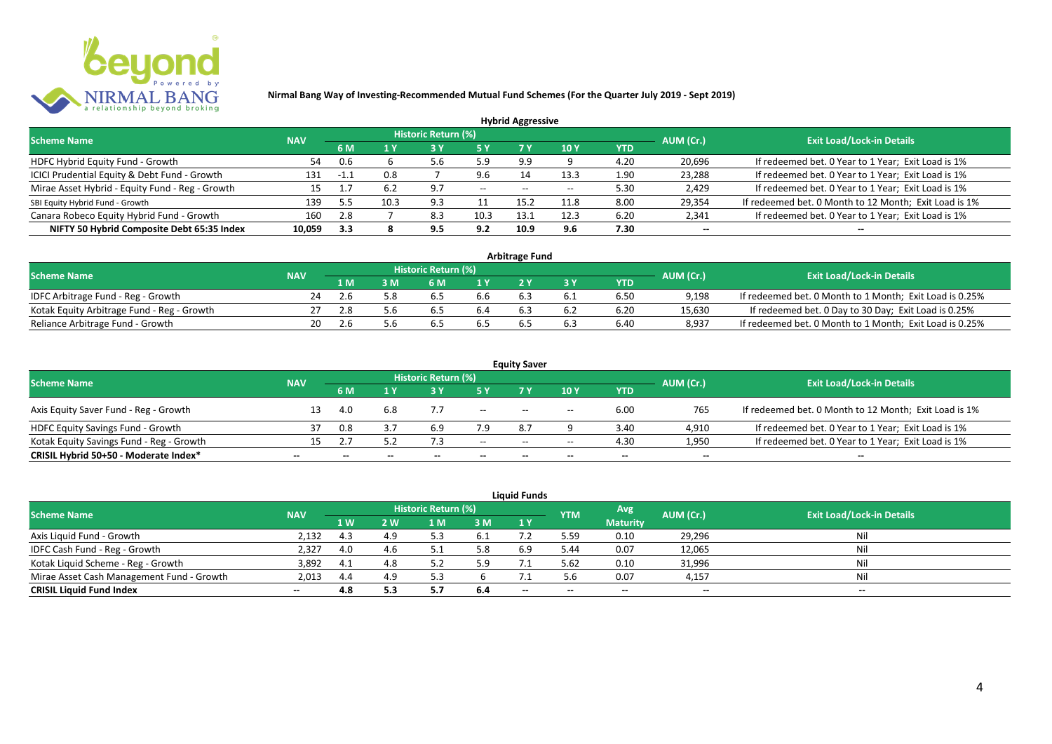**Nirmal Bang Way of Investing-Recommended Mutual Fund Schemes (For the Quarter July 2019 - Sept 2019)**

### Hybrid Aggressive

| Scheme Name | NAV | Historic Return (%) | | | | | | | AUM (Cr.) | Exit Load/Lock-in Details |
|---|---|---|---|---|---|---|---|---|---|---|
| | | 6 M | 1 Y | 3 Y | 5 Y | 7 Y | 10 Y | YTD | | |
| HDFC Hybrid Equity Fund - Growth | 54 | 0.6 | 6 | 5.6 | 5.9 | 9.9 | 9 | 4.20 | 20,696 | If redeemed bet. 0 Year to 1 Year; Exit Load is 1% |
| ICICI Prudential Equity & Debt Fund - Growth | 131 | -1.1 | 0.8 | 7 | 9.6 | 14 | 13.3 | 1.90 | 23,288 | If redeemed bet. 0 Year to 1 Year; Exit Load is 1% |
| Mirae Asset Hybrid - Equity Fund - Reg - Growth | 15 | 1.7 | 6.2 | 9.7 | -- | -- | -- | 5.30 | 2,429 | If redeemed bet. 0 Year to 1 Year; Exit Load is 1% |
| SBI Equity Hybrid Fund - Growth | 139 | 5.5 | 10.3 | 9.3 | 11 | 15.2 | 11.8 | 8.00 | 29,354 | If redeemed bet. 0 Month to 12 Month; Exit Load is 1% |
| Canara Robeco Equity Hybrid Fund - Growth | 160 | 2.8 | 7 | 8.3 | 10.3 | 13.1 | 12.3 | 6.20 | 2,341 | If redeemed bet. 0 Year to 1 Year; Exit Load is 1% |
| **NIFTY 50 Hybrid Composite Debt 65:35 Index** | **10,059** | **3.3** | **8** | **9.5** | **9.2** | **10.9** | **9.6** | **7.30** | **--** | **--** |

### Arbitrage Fund

| Scheme Name | NAV | Historic Return (%) | | | | | | | AUM (Cr.) | Exit Load/Lock-in Details |
|---|---|---|---|---|---|---|---|---|---|---|
| | | 1 M | 3 M | 6 M | 1 Y | 2 Y | 3 Y | YTD | | |
| IDFC Arbitrage Fund - Reg - Growth | 24 | 2.6 | 5.8 | 6.5 | 6.6 | 6.3 | 6.1 | 6.50 | 9,198 | If redeemed bet. 0 Month to 1 Month; Exit Load is 0.25% |
| Kotak Equity Arbitrage Fund - Reg - Growth | 27 | 2.8 | 5.6 | 6.5 | 6.4 | 6.3 | 6.2 | 6.20 | 15,630 | If redeemed bet. 0 Day to 30 Day; Exit Load is 0.25% |
| Reliance Arbitrage Fund - Growth | 20 | 2.6 | 5.6 | 6.5 | 6.5 | 6.5 | 6.3 | 6.40 | 8,937 | If redeemed bet. 0 Month to 1 Month; Exit Load is 0.25% |

### Equity Saver

| Scheme Name | NAV | Historic Return (%) | | | | | | | AUM (Cr.) | Exit Load/Lock-in Details |
|---|---|---|---|---|---|---|---|---|---|---|
| | | 6 M | 1 Y | 3 Y | 5 Y | 7 Y | 10 Y | YTD | | |
| Axis Equity Saver Fund - Reg - Growth | 13 | 4.0 | 6.8 | 7.7 | -- | -- | -- | 6.00 | 765 | If redeemed bet. 0 Month to 12 Month; Exit Load is 1% |
| HDFC Equity Savings Fund - Growth | 37 | 0.8 | 3.7 | 6.9 | 7.9 | 8.7 | 9 | 3.40 | 4,910 | If redeemed bet. 0 Year to 1 Year; Exit Load is 1% |
| Kotak Equity Savings Fund - Reg - Growth | 15 | 2.7 | 5.2 | 7.3 | -- | -- | -- | 4.30 | 1,950 | If redeemed bet. 0 Year to 1 Year; Exit Load is 1% |
| **CRISIL Hybrid 50+50 - Moderate Index*** | **--** | **--** | **--** | **--** | **--** | **--** | **--** | **--** | **--** | **--** |

### Liquid Funds

| Scheme Name | NAV | Historic Return (%) | | | | | YTM | Avg Maturity | AUM (Cr.) | Exit Load/Lock-in Details |
|---|---|---|---|---|---|---|---|---|---|---|
| | | 1 W | 2 W | 1 M | 3 M | 1 Y | | | | |
| Axis Liquid Fund - Growth | 2,132 | 4.3 | 4.9 | 5.3 | 6.1 | 7.2 | 5.59 | 0.10 | 29,296 | Nil |
| IDFC Cash Fund - Reg - Growth | 2,327 | 4.0 | 4.6 | 5.1 | 5.8 | 6.9 | 5.44 | 0.07 | 12,065 | Nil |
| Kotak Liquid Scheme - Reg - Growth | 3,892 | 4.1 | 4.8 | 5.2 | 5.9 | 7.1 | 5.62 | 0.10 | 31,996 | Nil |
| Mirae Asset Cash Management Fund - Growth | 2,013 | 4.4 | 4.9 | 5.3 | 6 | 7.1 | 5.6 | 0.07 | 4,157 | Nil |
| **CRISIL Liquid Fund Index** | **--** | **4.8** | **5.3** | **5.7** | **6.4** | **--** | **--** | **--** | **--** | **--** |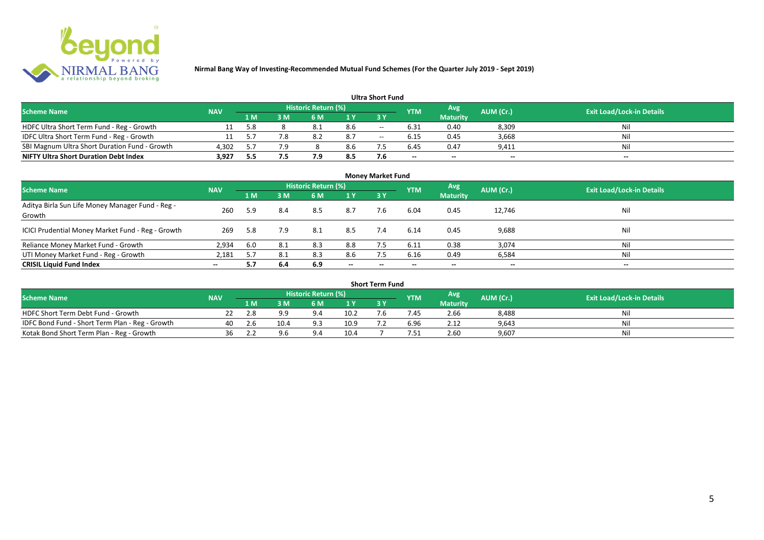**Nirmal Bang Way of Investing-Recommended Mutual Fund Schemes (For the Quarter July 2019 - Sept 2019)**

### Ultra Short Fund

| Scheme Name | NAV | Historic Return (%) | | | | | YTM | Avg Maturity | AUM (Cr.) | Exit Load/Lock-in Details |
|---|---|---|---|---|---|---|---|---|---|---|
| | | 1 M | 3 M | 6 M | 1 Y | 3 Y | | | | |
| HDFC Ultra Short Term Fund - Reg - Growth | 11 | 5.8 | 8 | 8.1 | 8.6 | -- | 6.31 | 0.40 | 8,309 | Nil |
| IDFC Ultra Short Term Fund - Reg - Growth | 11 | 5.7 | 7.8 | 8.2 | 8.7 | -- | 6.15 | 0.45 | 3,668 | Nil |
| SBI Magnum Ultra Short Duration Fund - Growth | 4,302 | 5.7 | 7.9 | 8 | 8.6 | 7.5 | 6.45 | 0.47 | 9,411 | Nil |
| **NIFTY Ultra Short Duration Debt Index** | **3,927** | **5.5** | **7.5** | **7.9** | **8.5** | **7.6** | **--** | **--** | **--** | **--** |

### Money Market Fund

| Scheme Name | NAV | Historic Return (%) | | | | | YTM | Avg Maturity | AUM (Cr.) | Exit Load/Lock-in Details |
|---|---|---|---|---|---|---|---|---|---|---|
| | | 1 M | 3 M | 6 M | 1 Y | 3 Y | | | | |
| Aditya Birla Sun Life Money Manager Fund - Reg - Growth | 260 | 5.9 | 8.4 | 8.5 | 8.7 | 7.6 | 6.04 | 0.45 | 12,746 | Nil |
| ICICI Prudential Money Market Fund - Reg - Growth | 269 | 5.8 | 7.9 | 8.1 | 8.5 | 7.4 | 6.14 | 0.45 | 9,688 | Nil |
| Reliance Money Market Fund - Growth | 2,934 | 6.0 | 8.1 | 8.3 | 8.8 | 7.5 | 6.11 | 0.38 | 3,074 | Nil |
| UTI Money Market Fund - Reg - Growth | 2,181 | 5.7 | 8.1 | 8.3 | 8.6 | 7.5 | 6.16 | 0.49 | 6,584 | Nil |
| **CRISIL Liquid Fund Index** | **--** | **5.7** | **6.4** | **6.9** | **--** | **--** | **--** | **--** | **--** | **--** |

### Short Term Fund

| Scheme Name | NAV | Historic Return (%) | | | | | YTM | Avg Maturity | AUM (Cr.) | Exit Load/Lock-in Details |
|---|---|---|---|---|---|---|---|---|---|---|
| | | 1 M | 3 M | 6 M | 1 Y | 3 Y | | | | |
| HDFC Short Term Debt Fund - Growth | 22 | 2.8 | 9.9 | 9.4 | 10.2 | 7.6 | 7.45 | 2.66 | 8,488 | Nil |
| IDFC Bond Fund - Short Term Plan - Reg - Growth | 40 | 2.6 | 10.4 | 9.3 | 10.9 | 7.2 | 6.96 | 2.12 | 9,643 | Nil |
| Kotak Bond Short Term Plan - Reg - Growth | 36 | 2.2 | 9.6 | 9.4 | 10.4 | 7 | 7.51 | 2.60 | 9,607 | Nil |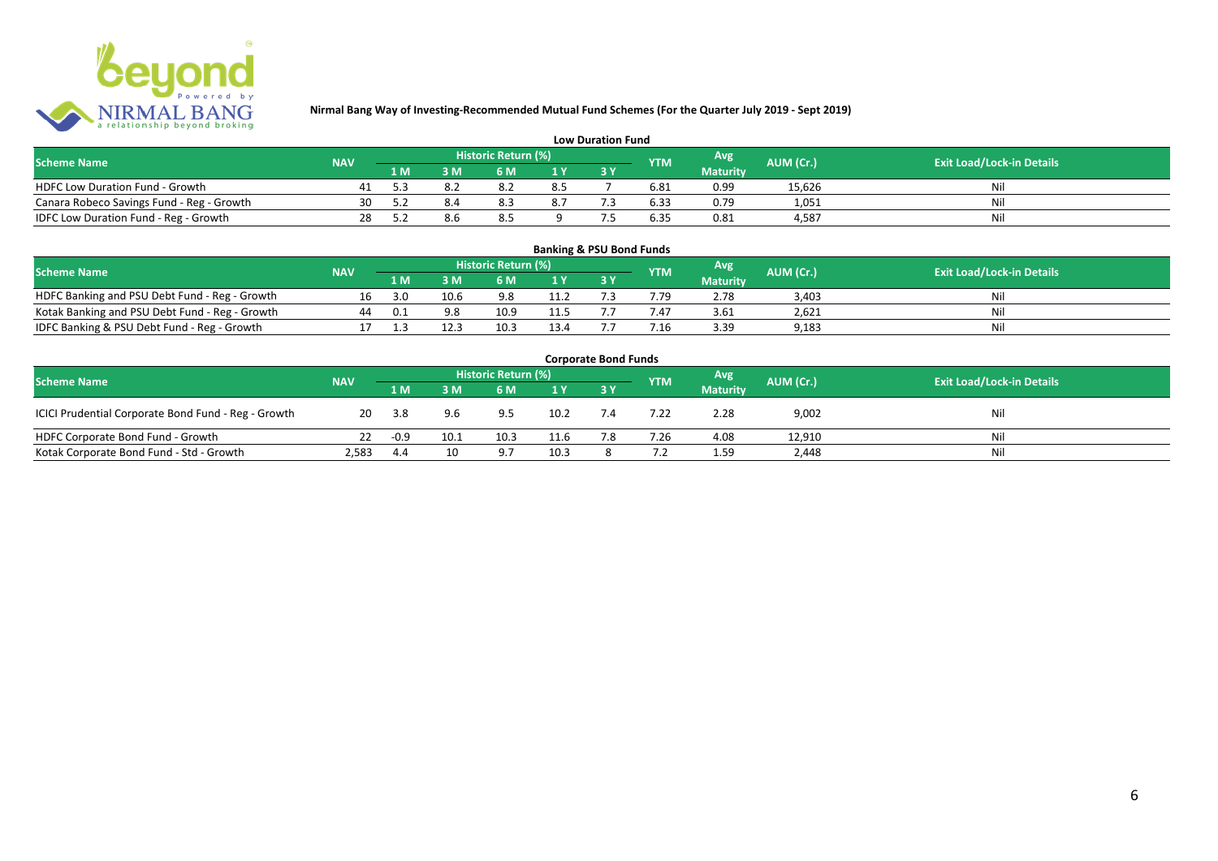**Nirmal Bang Way of Investing-Recommended Mutual Fund Schemes (For the Quarter July 2019 - Sept 2019)**

### Low Duration Fund

| Scheme Name | NAV | Historic Return (%) | | | | | YTM | Avg Maturity | AUM (Cr.) | Exit Load/Lock-in Details |
|---|---|---|---|---|---|---|---|---|---|---|
| | | 1 M | 3 M | 6 M | 1 Y | 3 Y | | | | |
| HDFC Low Duration Fund - Growth | 41 | 5.3 | 8.2 | 8.2 | 8.5 | 7 | 6.81 | 0.99 | 15,626 | Nil |
| Canara Robeco Savings Fund - Reg - Growth | 30 | 5.2 | 8.4 | 8.3 | 8.7 | 7.3 | 6.33 | 0.79 | 1,051 | Nil |
| IDFC Low Duration Fund - Reg - Growth | 28 | 5.2 | 8.6 | 8.5 | 9 | 7.5 | 6.35 | 0.81 | 4,587 | Nil |

### Banking & PSU Bond Funds

| Scheme Name | NAV | Historic Return (%) | | | | | YTM | Avg Maturity | AUM (Cr.) | Exit Load/Lock-in Details |
|---|---|---|---|---|---|---|---|---|---|---|
| | | 1 M | 3 M | 6 M | 1 Y | 3 Y | | | | |
| HDFC Banking and PSU Debt Fund - Reg - Growth | 16 | 3.0 | 10.6 | 9.8 | 11.2 | 7.3 | 7.79 | 2.78 | 3,403 | Nil |
| Kotak Banking and PSU Debt Fund - Reg - Growth | 44 | 0.1 | 9.8 | 10.9 | 11.5 | 7.7 | 7.47 | 3.61 | 2,621 | Nil |
| IDFC Banking & PSU Debt Fund - Reg - Growth | 17 | 1.3 | 12.3 | 10.3 | 13.4 | 7.7 | 7.16 | 3.39 | 9,183 | Nil |

### Corporate Bond Funds

| Scheme Name | NAV | Historic Return (%) | | | | | YTM | Avg Maturity | AUM (Cr.) | Exit Load/Lock-in Details |
|---|---|---|---|---|---|---|---|---|---|---|
| | | 1 M | 3 M | 6 M | 1 Y | 3 Y | | | | |
| ICICI Prudential Corporate Bond Fund - Reg - Growth | 20 | 3.8 | 9.6 | 9.5 | 10.2 | 7.4 | 7.22 | 2.28 | 9,002 | Nil |
| HDFC Corporate Bond Fund - Growth | 22 | -0.9 | 10.1 | 10.3 | 11.6 | 7.8 | 7.26 | 4.08 | 12,910 | Nil |
| Kotak Corporate Bond Fund - Std - Growth | 2,583 | 4.4 | 10 | 9.7 | 10.3 | 8 | 7.2 | 1.59 | 2,448 | Nil |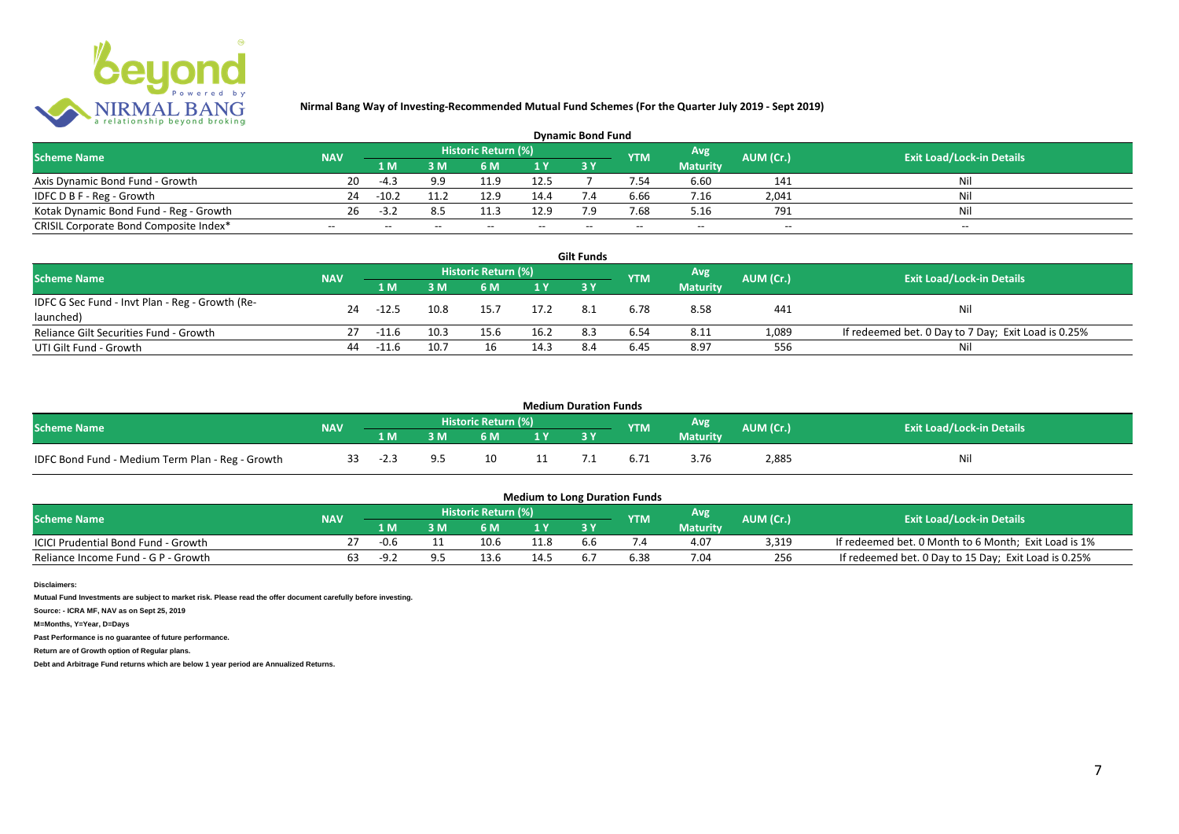# Nirmal Bang Way of Investing-Recommended Mutual Fund Schemes (For the Quarter July 2019 - Sept 2019)

**Dynamic Bond Fund**

| Scheme Name | NAV | Historic Return (%) | | | | | YTM | Avg Maturity | AUM (Cr.) | Exit Load/Lock-in Details |
|---|---|---|---|---|---|---|---|---|---|---|
| | | 1 M | 3 M | 6 M | 1 Y | 3 Y | | | | |
| Axis Dynamic Bond Fund - Growth | 20 | -4.3 | 9.9 | 11.9 | 12.5 | 7 | 7.54 | 6.60 | 141 | Nil |
| IDFC D B F - Reg - Growth | 24 | -10.2 | 11.2 | 12.9 | 14.4 | 7.4 | 6.66 | 7.16 | 2,041 | Nil |
| Kotak Dynamic Bond Fund - Reg - Growth | 26 | -3.2 | 8.5 | 11.3 | 12.9 | 7.9 | 7.68 | 5.16 | 791 | Nil |
| CRISIL Corporate Bond Composite Index* | -- | -- | -- | -- | -- | -- | -- | -- | -- | -- |

**Gilt Funds**

| Scheme Name | NAV | Historic Return (%) | | | | | YTM | Avg Maturity | AUM (Cr.) | Exit Load/Lock-in Details |
|---|---|---|---|---|---|---|---|---|---|---|
| | | 1 M | 3 M | 6 M | 1 Y | 3 Y | | | | |
| IDFC G Sec Fund - Invt Plan - Reg - Growth (Re-launched) | 24 | -12.5 | 10.8 | 15.7 | 17.2 | 8.1 | 6.78 | 8.58 | 441 | Nil |
| Reliance Gilt Securities Fund - Growth | 27 | -11.6 | 10.3 | 15.6 | 16.2 | 8.3 | 6.54 | 8.11 | 1,089 | If redeemed bet. 0 Day to 7 Day; Exit Load is 0.25% |
| UTI Gilt Fund - Growth | 44 | -11.6 | 10.7 | 16 | 14.3 | 8.4 | 6.45 | 8.97 | 556 | Nil |

**Medium Duration Funds**

| Scheme Name | NAV | Historic Return (%) | | | | | YTM | Avg Maturity | AUM (Cr.) | Exit Load/Lock-in Details |
|---|---|---|---|---|---|---|---|---|---|---|
| | | 1 M | 3 M | 6 M | 1 Y | 3 Y | | | | |
| IDFC Bond Fund - Medium Term Plan - Reg - Growth | 33 | -2.3 | 9.5 | 10 | 11 | 7.1 | 6.71 | 3.76 | 2,885 | Nil |

**Medium to Long Duration Funds**

| Scheme Name | NAV | Historic Return (%) | | | | | YTM | Avg Maturity | AUM (Cr.) | Exit Load/Lock-in Details |
|---|---|---|---|---|---|---|---|---|---|---|
| | | 1 M | 3 M | 6 M | 1 Y | 3 Y | | | | |
| ICICI Prudential Bond Fund - Growth | 27 | -0.6 | 11 | 10.6 | 11.8 | 6.6 | 7.4 | 4.07 | 3,319 | If redeemed bet. 0 Month to 6 Month; Exit Load is 1% |
| Reliance Income Fund - G P - Growth | 63 | -9.2 | 9.5 | 13.6 | 14.5 | 6.7 | 6.38 | 7.04 | 256 | If redeemed bet. 0 Day to 15 Day; Exit Load is 0.25% |

**Disclaimers:**

**Mutual Fund Investments are subject to market risk. Please read the offer document carefully before investing.**

**Source: - ICRA MF, NAV as on Sept 25, 2019**

**M=Months, Y=Year, D=Days**

**Past Performance is no guarantee of future performance.**

**Return are of Growth option of Regular plans.**

**Debt and Arbitrage Fund returns which are below 1 year period are Annualized Returns.**